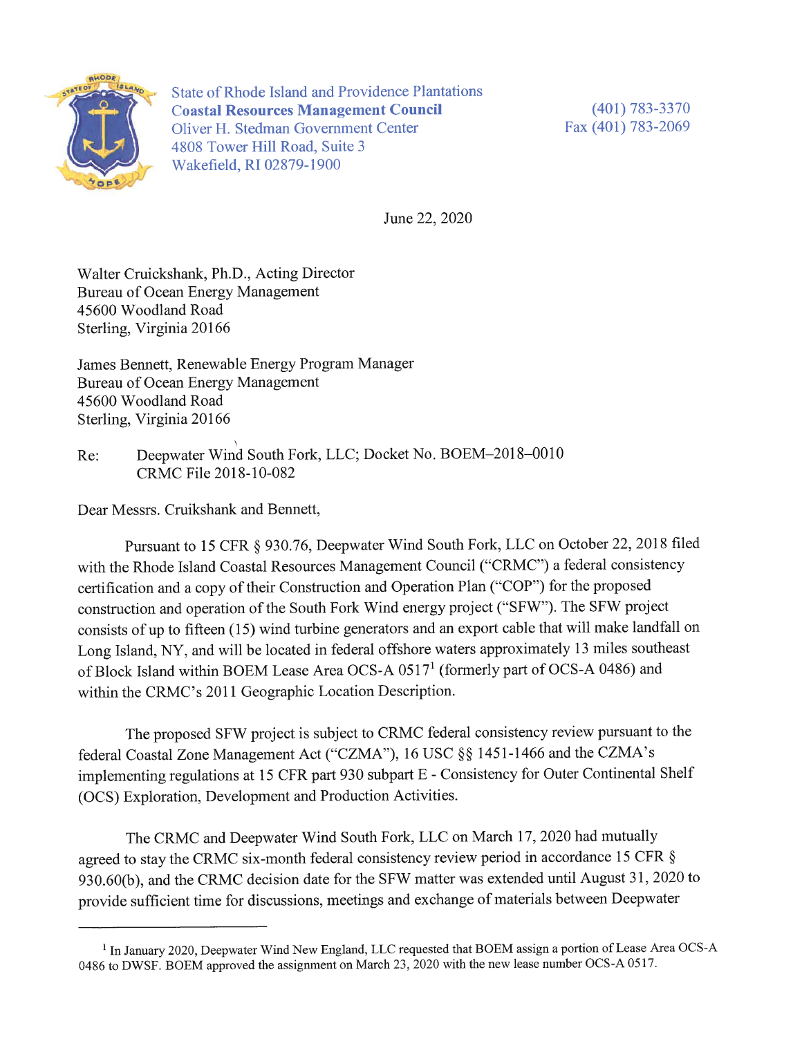State of Rhode Island and Providence Plantations
**Coastal Resources Management Council**
Oliver H. Stedman Government Center
4808 Tower Hill Road, Suite 3
Wakefield, RI 02879-1900

(401) 783-3370
Fax (401) 783-2069

June 22, 2020

Walter Cruickshank, Ph.D., Acting Director
Bureau of Ocean Energy Management
45600 Woodland Road
Sterling, Virginia 20166

James Bennett, Renewable Energy Program Manager
Bureau of Ocean Energy Management
45600 Woodland Road
Sterling, Virginia 20166

Re: Deepwater Wind South Fork, LLC; Docket No. BOEM–2018–0010
CRMC File 2018-10-082

Dear Messrs. Cruickshank and Bennett,

Pursuant to 15 CFR § 930.76, Deepwater Wind South Fork, LLC on October 22, 2018 filed with the Rhode Island Coastal Resources Management Council ("CRMC") a federal consistency certification and a copy of their Construction and Operation Plan ("COP") for the proposed construction and operation of the South Fork Wind energy project ("SFW"). The SFW project consists of up to fifteen (15) wind turbine generators and an export cable that will make landfall on Long Island, NY, and will be located in federal offshore waters approximately 13 miles southeast of Block Island within BOEM Lease Area OCS-A 0517[1] (formerly part of OCS-A 0486) and within the CRMC's 2011 Geographic Location Description.

The proposed SFW project is subject to CRMC federal consistency review pursuant to the federal Coastal Zone Management Act ("CZMA"), 16 USC §§ 1451-1466 and the CZMA's implementing regulations at 15 CFR part 930 subpart E - Consistency for Outer Continental Shelf (OCS) Exploration, Development and Production Activities.

The CRMC and Deepwater Wind South Fork, LLC on March 17, 2020 had mutually agreed to stay the CRMC six-month federal consistency review period in accordance 15 CFR § 930.60(b), and the CRMC decision date for the SFW matter was extended until August 31, 2020 to provide sufficient time for discussions, meetings and exchange of materials between Deepwater

[1] In January 2020, Deepwater Wind New England, LLC requested that BOEM assign a portion of Lease Area OCS-A 0486 to DWSF. BOEM approved the assignment on March 23, 2020 with the new lease number OCS-A 0517.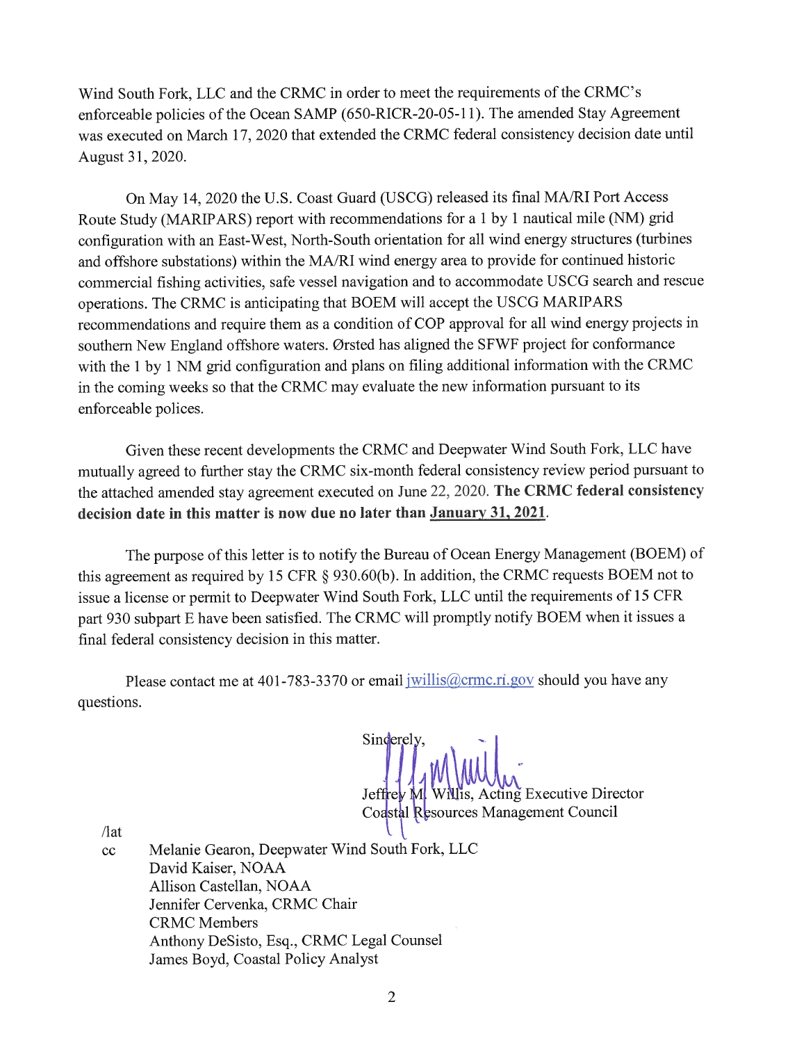Wind South Fork, LLC and the CRMC in order to meet the requirements of the CRMC's enforceable policies of the Ocean SAMP (650-RICR-20-05-11). The amended Stay Agreement was executed on March 17, 2020 that extended the CRMC federal consistency decision date until August 31, 2020.

On May 14, 2020 the U.S. Coast Guard (USCG) released its final MA/RI Port Access Route Study (MARIPARS) report with recommendations for a 1 by 1 nautical mile (NM) grid configuration with an East-West, North-South orientation for all wind energy structures (turbines and offshore substations) within the MA/RI wind energy area to provide for continued historic commercial fishing activities, safe vessel navigation and to accommodate USCG search and rescue operations. The CRMC is anticipating that BOEM will accept the USCG MARIPARS recommendations and require them as a condition of COP approval for all wind energy projects in southern New England offshore waters. Ørsted has aligned the SFWF project for conformance with the 1 by 1 NM grid configuration and plans on filing additional information with the CRMC in the coming weeks so that the CRMC may evaluate the new information pursuant to its enforceable polices.

Given these recent developments the CRMC and Deepwater Wind South Fork, LLC have mutually agreed to further stay the CRMC six-month federal consistency review period pursuant to the attached amended stay agreement executed on June 22, 2020. **The CRMC federal consistency decision date in this matter is now due no later than January 31, 2021**.

The purpose of this letter is to notify the Bureau of Ocean Energy Management (BOEM) of this agreement as required by 15 CFR § 930.60(b). In addition, the CRMC requests BOEM not to issue a license or permit to Deepwater Wind South Fork, LLC until the requirements of 15 CFR part 930 subpart E have been satisfied. The CRMC will promptly notify BOEM when it issues a final federal consistency decision in this matter.

Please contact me at 401-783-3370 or email jwillis@crmc.ri.gov should you have any questions.

Sincerely,

Jeffrey M. Willis, Acting Executive Director
Coastal Resources Management Council

/lat

cc Melanie Gearon, Deepwater Wind South Fork, LLC
David Kaiser, NOAA
Allison Castellan, NOAA
Jennifer Cervenka, CRMC Chair
CRMC Members
Anthony DeSisto, Esq., CRMC Legal Counsel
James Boyd, Coastal Policy Analyst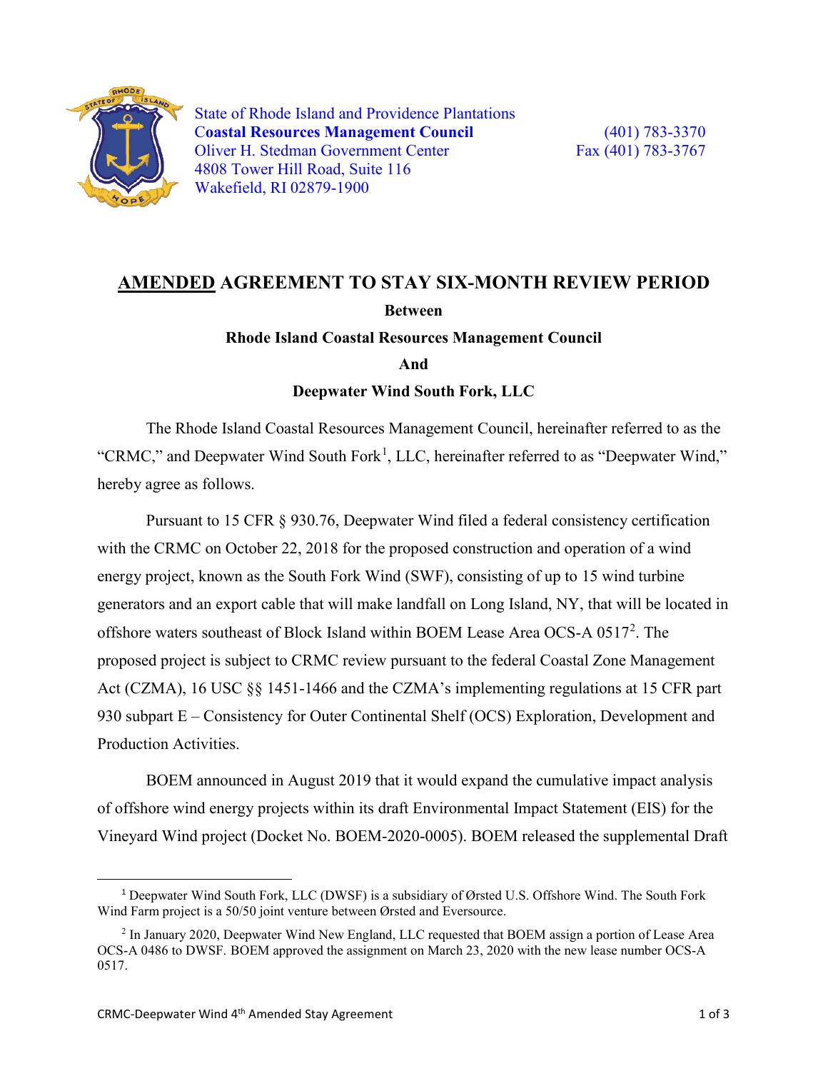State of Rhode Island and Providence Plantations
**Coastal Resources Management Council**
Oliver H. Stedman Government Center
4808 Tower Hill Road, Suite 116
Wakefield, RI 02879-1900

(401) 783-3370
Fax (401) 783-3767

# AMENDED AGREEMENT TO STAY SIX-MONTH REVIEW PERIOD

**Between**

**Rhode Island Coastal Resources Management Council**

**And**

**Deepwater Wind South Fork, LLC**

The Rhode Island Coastal Resources Management Council, hereinafter referred to as the "CRMC," and Deepwater Wind South Fork[1], LLC, hereinafter referred to as "Deepwater Wind," hereby agree as follows.

Pursuant to 15 CFR § 930.76, Deepwater Wind filed a federal consistency certification with the CRMC on October 22, 2018 for the proposed construction and operation of a wind energy project, known as the South Fork Wind (SWF), consisting of up to 15 wind turbine generators and an export cable that will make landfall on Long Island, NY, that will be located in offshore waters southeast of Block Island within BOEM Lease Area OCS-A 0517[2]. The proposed project is subject to CRMC review pursuant to the federal Coastal Zone Management Act (CZMA), 16 USC §§ 1451-1466 and the CZMA's implementing regulations at 15 CFR part 930 subpart E – Consistency for Outer Continental Shelf (OCS) Exploration, Development and Production Activities.

BOEM announced in August 2019 that it would expand the cumulative impact analysis of offshore wind energy projects within its draft Environmental Impact Statement (EIS) for the Vineyard Wind project (Docket No. BOEM-2020-0005). BOEM released the supplemental Draft

[1] Deepwater Wind South Fork, LLC (DWSF) is a subsidiary of Ørsted U.S. Offshore Wind. The South Fork Wind Farm project is a 50/50 joint venture between Ørsted and Eversource.

[2] In January 2020, Deepwater Wind New England, LLC requested that BOEM assign a portion of Lease Area OCS-A 0486 to DWSF. BOEM approved the assignment on March 23, 2020 with the new lease number OCS-A 0517.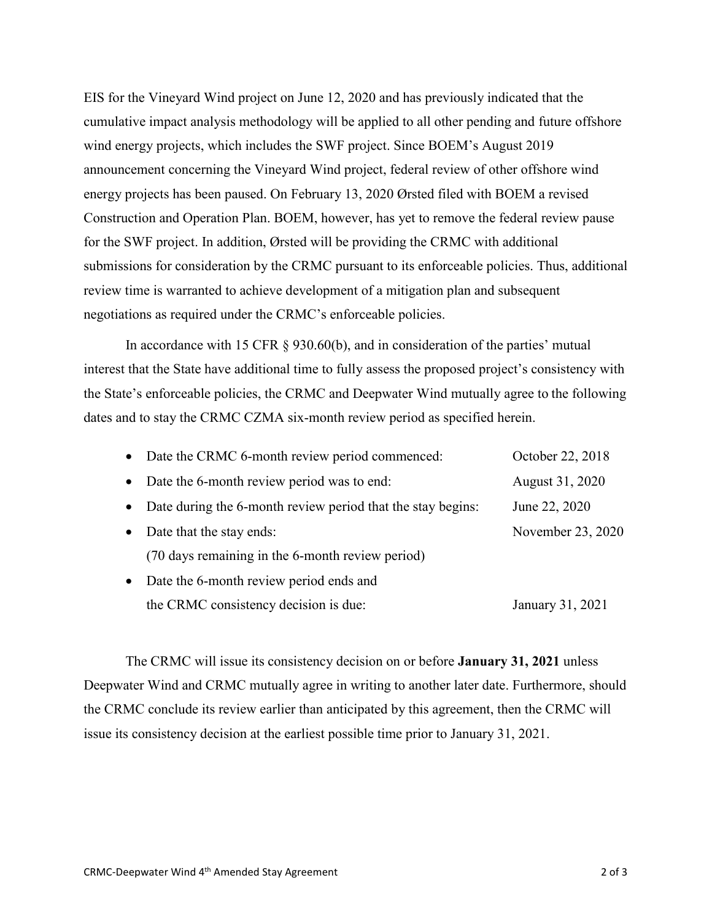EIS for the Vineyard Wind project on June 12, 2020 and has previously indicated that the cumulative impact analysis methodology will be applied to all other pending and future offshore wind energy projects, which includes the SWF project. Since BOEM's August 2019 announcement concerning the Vineyard Wind project, federal review of other offshore wind energy projects has been paused. On February 13, 2020 Ørsted filed with BOEM a revised Construction and Operation Plan. BOEM, however, has yet to remove the federal review pause for the SWF project. In addition, Ørsted will be providing the CRMC with additional submissions for consideration by the CRMC pursuant to its enforceable policies. Thus, additional review time is warranted to achieve development of a mitigation plan and subsequent negotiations as required under the CRMC's enforceable policies.

In accordance with 15 CFR § 930.60(b), and in consideration of the parties' mutual interest that the State have additional time to fully assess the proposed project's consistency with the State's enforceable policies, the CRMC and Deepwater Wind mutually agree to the following dates and to stay the CRMC CZMA six-month review period as specified herein.

- Date the CRMC 6-month review period commenced: October 22, 2018
- Date the 6-month review period was to end: August 31, 2020
- Date during the 6-month review period that the stay begins: June 22, 2020
- Date that the stay ends: November 23, 2020
  (70 days remaining in the 6-month review period)
- Date the 6-month review period ends and the CRMC consistency decision is due: January 31, 2021

The CRMC will issue its consistency decision on or before **January 31, 2021** unless Deepwater Wind and CRMC mutually agree in writing to another later date. Furthermore, should the CRMC conclude its review earlier than anticipated by this agreement, then the CRMC will issue its consistency decision at the earliest possible time prior to January 31, 2021.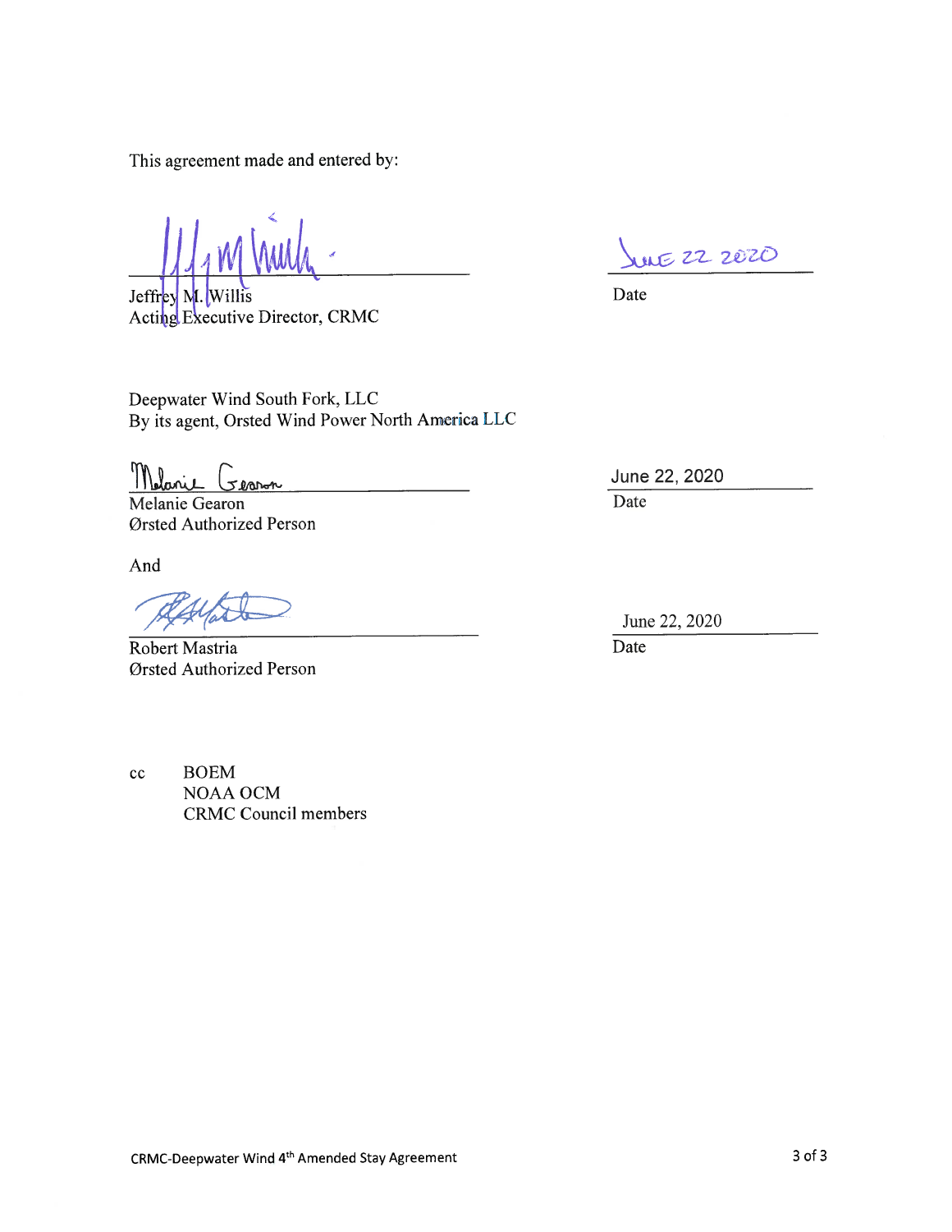This agreement made and entered by:

Jeffrey M. Willis
Acting Executive Director, CRMC

June 22 2020
Date

Deepwater Wind South Fork, LLC
By its agent, Orsted Wind Power North America LLC

Melanie Gearon
Ørsted Authorized Person

June 22, 2020
Date

And

Robert Mastria
Ørsted Authorized Person

June 22, 2020
Date

cc BOEM
NOAA OCM
CRMC Council members